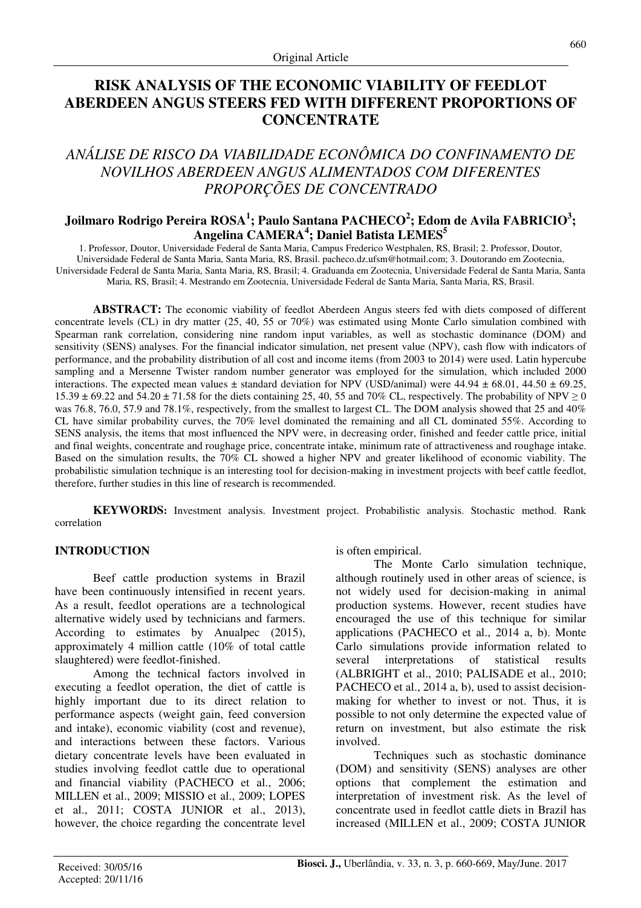Original Article

# RISK ANALYSIS OF THE ECONOMIC VIABILITY OF FEEDLOT ABERDEEN ANGUS STEERS FED WITH DIFFERENT PROPORTIONS OF CONCENTRATE

## *ANÁLISE DE RISCO DA VIABILIDADE ECONÔMICA DO CONFINAMENTO DE NOVILHOS ABERDEEN ANGUS ALIMENTADOS COM DIFERENTES PROPORÇÕES DE CONCENTRADO*

**Joilmaro Rodrigo Pereira ROSA[1]; Paulo Santana PACHECO[2]; Edom de Avila FABRICIO[3]; Angelina CAMERA[4]; Daniel Batista LEMES[5]**

1. Professor, Doutor, Universidade Federal de Santa Maria, Campus Frederico Westphalen, RS, Brasil; 2. Professor, Doutor, Universidade Federal de Santa Maria, Santa Maria, RS, Brasil. pacheco.dz.ufsm@hotmail.com; 3. Doutorando em Zootecnia, Universidade Federal de Santa Maria, Santa Maria, RS, Brasil; 4. Graduanda em Zootecnia, Universidade Federal de Santa Maria, Santa Maria, RS, Brasil; 4. Mestrando em Zootecnia, Universidade Federal de Santa Maria, Santa Maria, RS, Brasil.

**ABSTRACT:** The economic viability of feedlot Aberdeen Angus steers fed with diets composed of different concentrate levels (CL) in dry matter (25, 40, 55 or 70%) was estimated using Monte Carlo simulation combined with Spearman rank correlation, considering nine random input variables, as well as stochastic dominance (DOM) and sensitivity (SENS) analyses. For the financial indicator simulation, net present value (NPV), cash flow with indicators of performance, and the probability distribution of all cost and income items (from 2003 to 2014) were used. Latin hypercube sampling and a Mersenne Twister random number generator was employed for the simulation, which included 2000 interactions. The expected mean values ± standard deviation for NPV (USD/animal) were 44.94 ± 68.01, 44.50 ± 69.25, 15.39 ± 69.22 and 54.20 ± 71.58 for the diets containing 25, 40, 55 and 70% CL, respectively. The probability of NPV ≥ 0 was 76.8, 76.0, 57.9 and 78.1%, respectively, from the smallest to largest CL. The DOM analysis showed that 25 and 40% CL have similar probability curves, the 70% level dominated the remaining and all CL dominated 55%. According to SENS analysis, the items that most influenced the NPV were, in decreasing order, finished and feeder cattle price, initial and final weights, concentrate and roughage price, concentrate intake, minimum rate of attractiveness and roughage intake. Based on the simulation results, the 70% CL showed a higher NPV and greater likelihood of economic viability. The probabilistic simulation technique is an interesting tool for decision-making in investment projects with beef cattle feedlot, therefore, further studies in this line of research is recommended.

**KEYWORDS:** Investment analysis. Investment project. Probabilistic analysis. Stochastic method. Rank correlation

## INTRODUCTION

Beef cattle production systems in Brazil have been continuously intensified in recent years. As a result, feedlot operations are a technological alternative widely used by technicians and farmers. According to estimates by Anualpec (2015), approximately 4 million cattle (10% of total cattle slaughtered) were feedlot-finished.

Among the technical factors involved in executing a feedlot operation, the diet of cattle is highly important due to its direct relation to performance aspects (weight gain, feed conversion and intake), economic viability (cost and revenue), and interactions between these factors. Various dietary concentrate levels have been evaluated in studies involving feedlot cattle due to operational and financial viability (PACHECO et al., 2006; MILLEN et al., 2009; MISSIO et al., 2009; LOPES et al., 2011; COSTA JUNIOR et al., 2013), however, the choice regarding the concentrate level is often empirical.

The Monte Carlo simulation technique, although routinely used in other areas of science, is not widely used for decision-making in animal production systems. However, recent studies have encouraged the use of this technique for similar applications (PACHECO et al., 2014 a, b). Monte Carlo simulations provide information related to several interpretations of statistical results (ALBRIGHT et al., 2010; PALISADE et al., 2010; PACHECO et al., 2014 a, b), used to assist decision-making for whether to invest or not. Thus, it is possible to not only determine the expected value of return on investment, but also estimate the risk involved.

Techniques such as stochastic dominance (DOM) and sensitivity (SENS) analyses are other options that complement the estimation and interpretation of investment risk. As the level of concentrate used in feedlot cattle diets in Brazil has increased (MILLEN et al., 2009; COSTA JUNIOR

Received: 30/05/16
Accepted: 20/11/16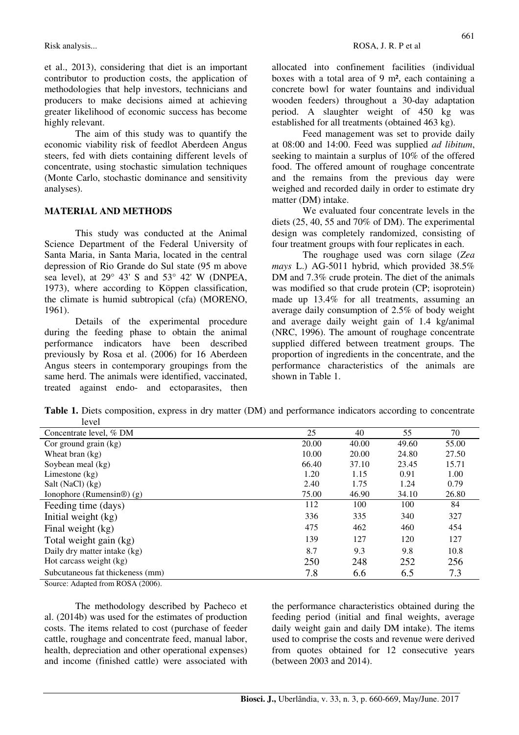et al., 2013), considering that diet is an important contributor to production costs, the application of methodologies that help investors, technicians and producers to make decisions aimed at achieving greater likelihood of economic success has become highly relevant.

The aim of this study was to quantify the economic viability risk of feedlot Aberdeen Angus steers, fed with diets containing different levels of concentrate, using stochastic simulation techniques (Monte Carlo, stochastic dominance and sensitivity analyses).

## MATERIAL AND METHODS

This study was conducted at the Animal Science Department of the Federal University of Santa Maria, in Santa Maria, located in the central depression of Rio Grande do Sul state (95 m above sea level), at 29° 43' S and 53° 42' W (DNPEA, 1973), where according to Köppen classification, the climate is humid subtropical (cfa) (MORENO, 1961).

Details of the experimental procedure during the feeding phase to obtain the animal performance indicators have been described previously by Rosa et al. (2006) for 16 Aberdeen Angus steers in contemporary groupings from the same herd. The animals were identified, vaccinated, treated against endo- and ectoparasites, then allocated into confinement facilities (individual boxes with a total area of 9 m², each containing a concrete bowl for water fountains and individual wooden feeders) throughout a 30-day adaptation period. A slaughter weight of 450 kg was established for all treatments (obtained 463 kg).

Feed management was set to provide daily at 08:00 and 14:00. Feed was supplied *ad libitum*, seeking to maintain a surplus of 10% of the offered food. The offered amount of roughage concentrate and the remains from the previous day were weighed and recorded daily in order to estimate dry matter (DM) intake.

We evaluated four concentrate levels in the diets (25, 40, 55 and 70% of DM). The experimental design was completely randomized, consisting of four treatment groups with four replicates in each.

The roughage used was corn silage (*Zea mays* L.) AG-5011 hybrid, which provided 38.5% DM and 7.3% crude protein. The diet of the animals was modified so that crude protein (CP; isoprotein) made up 13.4% for all treatments, assuming an average daily consumption of 2.5% of body weight and average daily weight gain of 1.4 kg/animal (NRC, 1996). The amount of roughage concentrate supplied differed between treatment groups. The proportion of ingredients in the concentrate, and the performance characteristics of the animals are shown in Table 1.

**Table 1.** Diets composition, express in dry matter (DM) and performance indicators according to concentrate level

| Concentrate level, % DM | 25 | 40 | 55 | 70 |
|---|---|---|---|---|
| Cor ground grain (kg) | 20.00 | 40.00 | 49.60 | 55.00 |
| Wheat bran (kg) | 10.00 | 20.00 | 24.80 | 27.50 |
| Soybean meal (kg) | 66.40 | 37.10 | 23.45 | 15.71 |
| Limestone (kg) | 1.20 | 1.15 | 0.91 | 1.00 |
| Salt (NaCl) (kg) | 2.40 | 1.75 | 1.24 | 0.79 |
| Ionophore (Rumensin®) (g) | 75.00 | 46.90 | 34.10 | 26.80 |
| Feeding time (days) | 112 | 100 | 100 | 84 |
| Initial weight (kg) | 336 | 335 | 340 | 327 |
| Final weight (kg) | 475 | 462 | 460 | 454 |
| Total weight gain (kg) | 139 | 127 | 120 | 127 |
| Daily dry matter intake (kg) | 8.7 | 9.3 | 9.8 | 10.8 |
| Hot carcass weight (kg) | 250 | 248 | 252 | 256 |
| Subcutaneous fat thickeness (mm) | 7.8 | 6.6 | 6.5 | 7.3 |

Source: Adapted from ROSA (2006).

The methodology described by Pacheco et al. (2014b) was used for the estimates of production costs. The items related to cost (purchase of feeder cattle, roughage and concentrate feed, manual labor, health, depreciation and other operational expenses) and income (finished cattle) were associated with the performance characteristics obtained during the feeding period (initial and final weights, average daily weight gain and daily DM intake). The items used to comprise the costs and revenue were derived from quotes obtained for 12 consecutive years (between 2003 and 2014).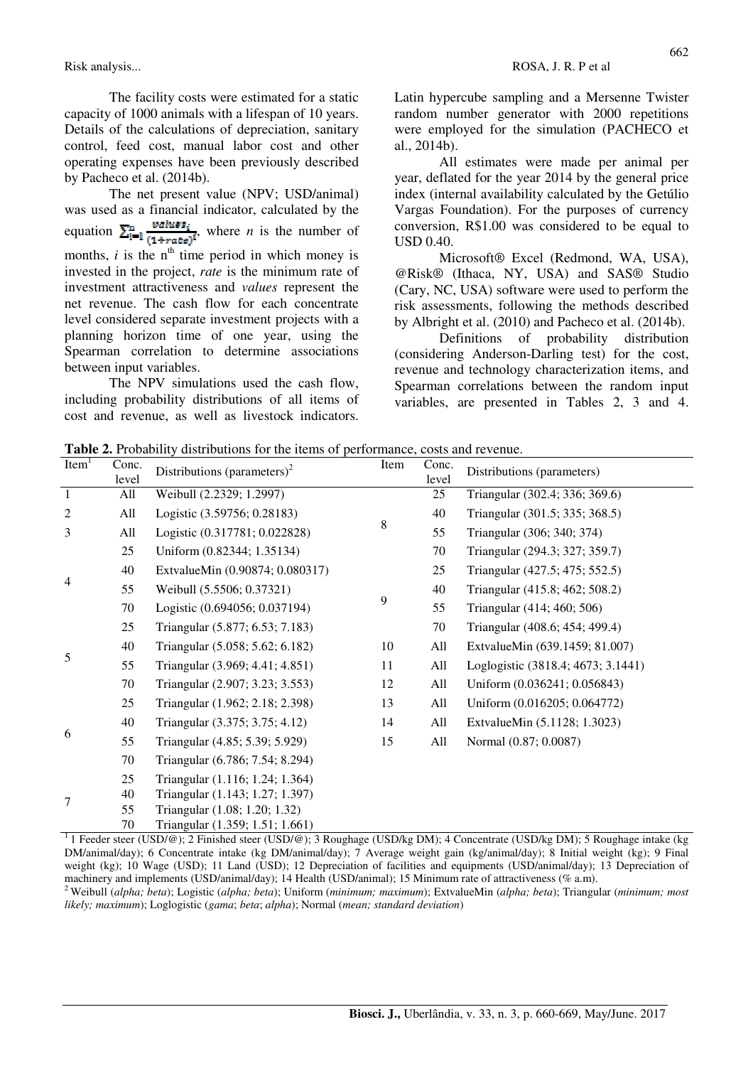The facility costs were estimated for a static capacity of 1000 animals with a lifespan of 10 years. Details of the calculations of depreciation, sanitary control, feed cost, manual labor cost and other operating expenses have been previously described by Pacheco et al. (2014b).

The net present value (NPV; USD/animal) was used as a financial indicator, calculated by the equation $\sum_{i=1}^{n} \frac{values_i}{(1+rate)^i}$, where *n* is the number of months, *i* is the n[th] time period in which money is invested in the project, *rate* is the minimum rate of investment attractiveness and *values* represent the net revenue. The cash flow for each concentrate level considered separate investment projects with a planning horizon time of one year, using the Spearman correlation to determine associations between input variables.

The NPV simulations used the cash flow, including probability distributions of all items of cost and revenue, as well as livestock indicators. Latin hypercube sampling and a Mersenne Twister random number generator with 2000 repetitions were employed for the simulation (PACHECO et al., 2014b).

All estimates were made per animal per year, deflated for the year 2014 by the general price index (internal availability calculated by the Getúlio Vargas Foundation). For the purposes of currency conversion, R$1.00 was considered to be equal to USD 0.40.

Microsoft® Excel (Redmond, WA, USA), @Risk® (Ithaca, NY, USA) and SAS® Studio (Cary, NC, USA) software were used to perform the risk assessments, following the methods described by Albright et al. (2010) and Pacheco et al. (2014b).

Definitions of probability distribution (considering Anderson-Darling test) for the cost, revenue and technology characterization items, and Spearman correlations between the random input variables, are presented in Tables 2, 3 and 4.

**Table 2.** Probability distributions for the items of performance, costs and revenue.

| Item[1] | Conc. level | Distributions (parameters)[2] | Item | Conc. level | Distributions (parameters) |
|---|---|---|---|---|---|
| 1 | All | Weibull (2.2329; 1.2997) | 8 | 25 | Triangular (302.4; 336; 369.6) |
| 2 | All | Logistic (3.59756; 0.28183) | | 40 | Triangular (301.5; 335; 368.5) |
| 3 | All | Logistic (0.317781; 0.022828) | | 55 | Triangular (306; 340; 374) |
| 4 | 25 | Uniform (0.82344; 1.35134) | | 70 | Triangular (294.3; 327; 359.7) |
| | 40 | ExtvalueMin (0.90874; 0.080317) | 9 | 25 | Triangular (427.5; 475; 552.5) |
| | 55 | Weibull (5.5506; 0.37321) | | 40 | Triangular (415.8; 462; 508.2) |
| | 70 | Logistic (0.694056; 0.037194) | | 55 | Triangular (414; 460; 506) |
| 5 | 25 | Triangular (5.877; 6.53; 7.183) | | 70 | Triangular (408.6; 454; 499.4) |
| | 40 | Triangular (5.058; 5.62; 6.182) | 10 | All | ExtvalueMin (639.1459; 81.007) |
| | 55 | Triangular (3.969; 4.41; 4.851) | 11 | All | Loglogistic (3818.4; 4673; 3.1441) |
| | 70 | Triangular (2.907; 3.23; 3.553) | 12 | All | Uniform (0.036241; 0.056843) |
| 6 | 25 | Triangular (1.962; 2.18; 2.398) | 13 | All | Uniform (0.016205; 0.064772) |
| | 40 | Triangular (3.375; 3.75; 4.12) | 14 | All | ExtvalueMin (5.1128; 1.3023) |
| | 55 | Triangular (4.85; 5.39; 5.929) | 15 | All | Normal (0.87; 0.0087) |
| | 70 | Triangular (6.786; 7.54; 8.294) | | | |
| 7 | 25 | Triangular (1.116; 1.24; 1.364) | | | |
| | 40 | Triangular (1.143; 1.27; 1.397) | | | |
| | 55 | Triangular (1.08; 1.20; 1.32) | | | |
| | 70 | Triangular (1.359; 1.51; 1.661) | | | |

[1] 1 Feeder steer (USD/@); 2 Finished steer (USD/@); 3 Roughage (USD/kg DM); 4 Concentrate (USD/kg DM); 5 Roughage intake (kg DM/animal/day); 6 Concentrate intake (kg DM/animal/day); 7 Average weight gain (kg/animal/day); 8 Initial weight (kg); 9 Final weight (kg); 10 Wage (USD); 11 Land (USD); 12 Depreciation of facilities and equipments (USD/animal/day); 13 Depreciation of machinery and implements (USD/animal/day); 14 Health (USD/animal); 15 Minimum rate of attractiveness (% a.m).

[2] Weibull (*alpha; beta*); Logistic (*alpha; beta*); Uniform (*minimum; maximum*); ExtvalueMin (*alpha; beta*); Triangular (*minimum; most likely; maximum*); Loglogistic (*gama*; *beta*; *alpha*); Normal (*mean; standard deviation*)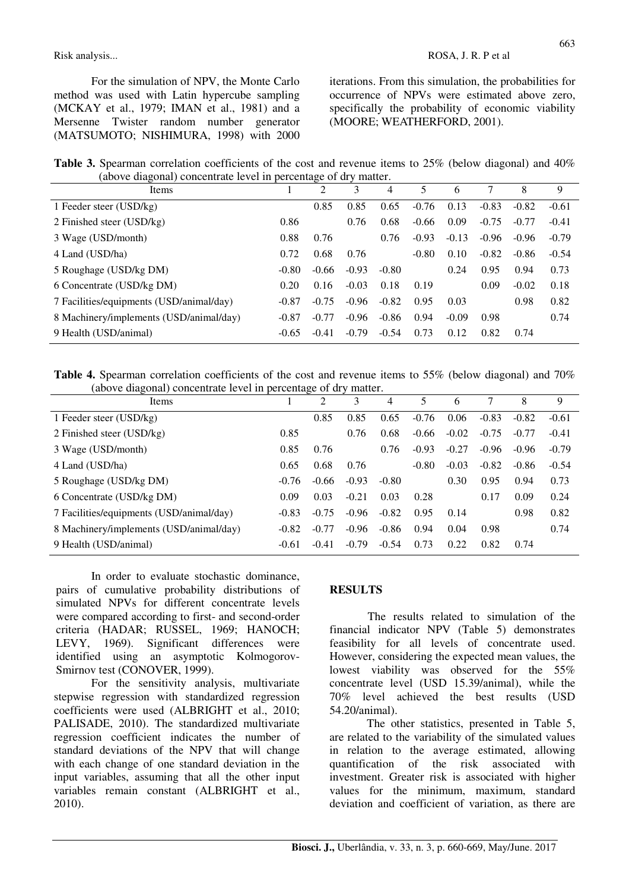For the simulation of NPV, the Monte Carlo method was used with Latin hypercube sampling (MCKAY et al., 1979; IMAN et al., 1981) and a Mersenne Twister random number generator (MATSUMOTO; NISHIMURA, 1998) with 2000 iterations. From this simulation, the probabilities for occurrence of NPVs were estimated above zero, specifically the probability of economic viability (MOORE; WEATHERFORD, 2001).

**Table 3.** Spearman correlation coefficients of the cost and revenue items to 25% (below diagonal) and 40% (above diagonal) concentrate level in percentage of dry matter.

| Items | 1 | 2 | 3 | 4 | 5 | 6 | 7 | 8 | 9 |
|---|---|---|---|---|---|---|---|---|---|
| 1 Feeder steer (USD/kg) | | 0.85 | 0.85 | 0.65 | -0.76 | 0.13 | -0.83 | -0.82 | -0.61 |
| 2 Finished steer (USD/kg) | 0.86 | | 0.76 | 0.68 | -0.66 | 0.09 | -0.75 | -0.77 | -0.41 |
| 3 Wage (USD/month) | 0.88 | 0.76 | | 0.76 | -0.93 | -0.13 | -0.96 | -0.96 | -0.79 |
| 4 Land (USD/ha) | 0.72 | 0.68 | 0.76 | | -0.80 | 0.10 | -0.82 | -0.86 | -0.54 |
| 5 Roughage (USD/kg DM) | -0.80 | -0.66 | -0.93 | -0.80 | | 0.24 | 0.95 | 0.94 | 0.73 |
| 6 Concentrate (USD/kg DM) | 0.20 | 0.16 | -0.03 | 0.18 | 0.19 | | 0.09 | -0.02 | 0.18 |
| 7 Facilities/equipments (USD/animal/day) | -0.87 | -0.75 | -0.96 | -0.82 | 0.95 | 0.03 | | 0.98 | 0.82 |
| 8 Machinery/implements (USD/animal/day) | -0.87 | -0.77 | -0.96 | -0.86 | 0.94 | -0.09 | 0.98 | | 0.74 |
| 9 Health (USD/animal) | -0.65 | -0.41 | -0.79 | -0.54 | 0.73 | 0.12 | 0.82 | 0.74 | |

**Table 4.** Spearman correlation coefficients of the cost and revenue items to 55% (below diagonal) and 70% (above diagonal) concentrate level in percentage of dry matter.

| Items | 1 | 2 | 3 | 4 | 5 | 6 | 7 | 8 | 9 |
|---|---|---|---|---|---|---|---|---|---|
| 1 Feeder steer (USD/kg) | | 0.85 | 0.85 | 0.65 | -0.76 | 0.06 | -0.83 | -0.82 | -0.61 |
| 2 Finished steer (USD/kg) | 0.85 | | 0.76 | 0.68 | -0.66 | -0.02 | -0.75 | -0.77 | -0.41 |
| 3 Wage (USD/month) | 0.85 | 0.76 | | 0.76 | -0.93 | -0.27 | -0.96 | -0.96 | -0.79 |
| 4 Land (USD/ha) | 0.65 | 0.68 | 0.76 | | -0.80 | -0.03 | -0.82 | -0.86 | -0.54 |
| 5 Roughage (USD/kg DM) | -0.76 | -0.66 | -0.93 | -0.80 | | 0.30 | 0.95 | 0.94 | 0.73 |
| 6 Concentrate (USD/kg DM) | 0.09 | 0.03 | -0.21 | 0.03 | 0.28 | | 0.17 | 0.09 | 0.24 |
| 7 Facilities/equipments (USD/animal/day) | -0.83 | -0.75 | -0.96 | -0.82 | 0.95 | 0.14 | | 0.98 | 0.82 |
| 8 Machinery/implements (USD/animal/day) | -0.82 | -0.77 | -0.96 | -0.86 | 0.94 | 0.04 | 0.98 | | 0.74 |
| 9 Health (USD/animal) | -0.61 | -0.41 | -0.79 | -0.54 | 0.73 | 0.22 | 0.82 | 0.74 | |

In order to evaluate stochastic dominance, pairs of cumulative probability distributions of simulated NPVs for different concentrate levels were compared according to first- and second-order criteria (HADAR; RUSSEL, 1969; HANOCH; LEVY, 1969). Significant differences were identified using an asymptotic Kolmogorov-Smirnov test (CONOVER, 1999).

For the sensitivity analysis, multivariate stepwise regression with standardized regression coefficients were used (ALBRIGHT et al., 2010; PALISADE, 2010). The standardized multivariate regression coefficient indicates the number of standard deviations of the NPV that will change with each change of one standard deviation in the input variables, assuming that all the other input variables remain constant (ALBRIGHT et al., 2010).

## RESULTS

The results related to simulation of the financial indicator NPV (Table 5) demonstrates feasibility for all levels of concentrate used. However, considering the expected mean values, the lowest viability was observed for the 55% concentrate level (USD 15.39/animal), while the 70% level achieved the best results (USD 54.20/animal).

The other statistics, presented in Table 5, are related to the variability of the simulated values in relation to the average estimated, allowing quantification of the risk associated with investment. Greater risk is associated with higher values for the minimum, maximum, standard deviation and coefficient of variation, as there are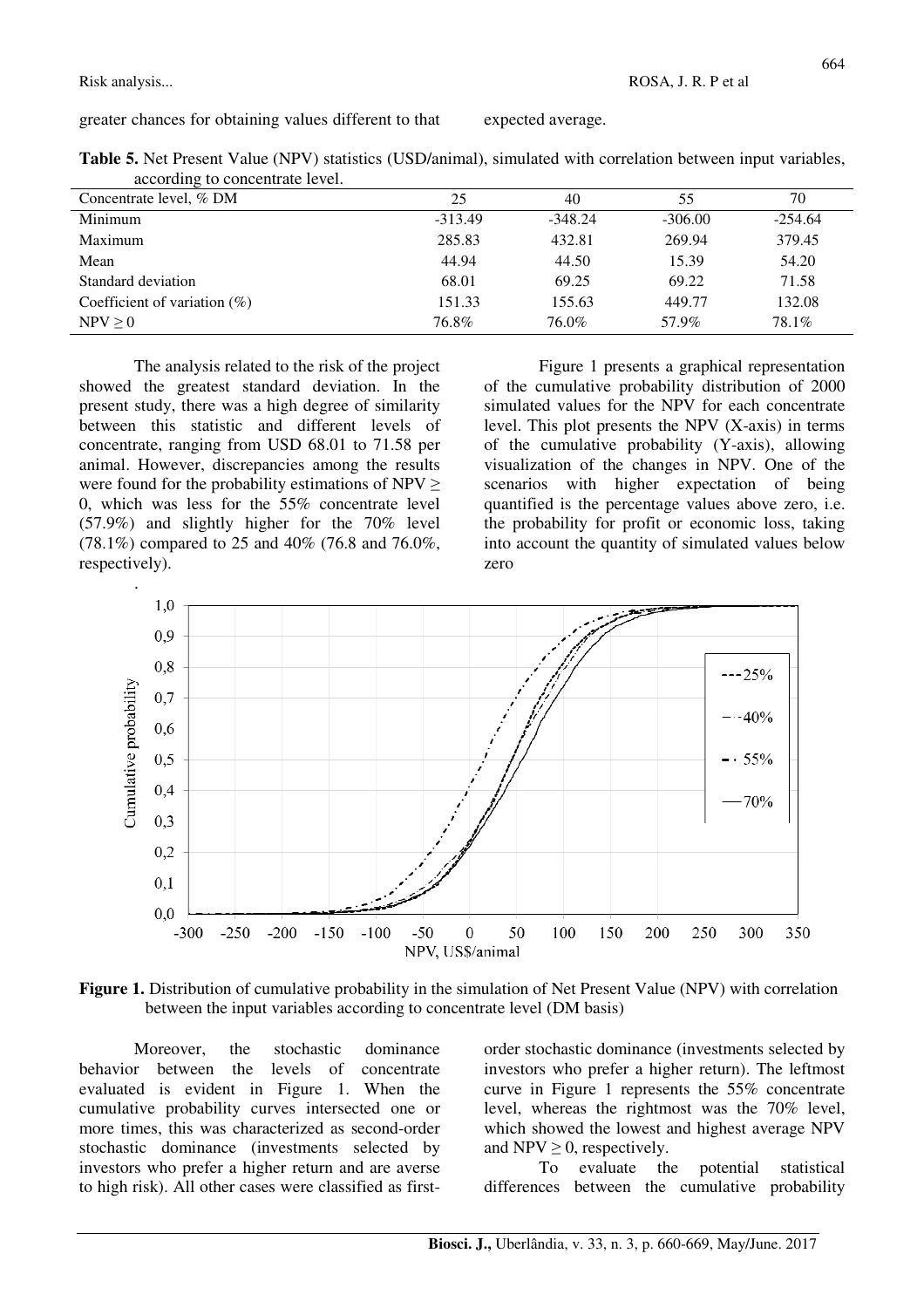greater chances for obtaining values different to that expected average.

**Table 5.** Net Present Value (NPV) statistics (USD/animal), simulated with correlation between input variables, according to concentrate level.

| Concentrate level, % DM | 25 | 40 | 55 | 70 |
|---|---|---|---|---|
| Minimum | -313.49 | -348.24 | -306.00 | -254.64 |
| Maximum | 285.83 | 432.81 | 269.94 | 379.45 |
| Mean | 44.94 | 44.50 | 15.39 | 54.20 |
| Standard deviation | 68.01 | 69.25 | 69.22 | 71.58 |
| Coefficient of variation (%) | 151.33 | 155.63 | 449.77 | 132.08 |
| NPV ≥ 0 | 76.8% | 76.0% | 57.9% | 78.1% |

The analysis related to the risk of the project showed the greatest standard deviation. In the present study, there was a high degree of similarity between this statistic and different levels of concentrate, ranging from USD 68.01 to 71.58 per animal. However, discrepancies among the results were found for the probability estimations of NPV ≥ 0, which was less for the 55% concentrate level (57.9%) and slightly higher for the 70% level (78.1%) compared to 25 and 40% (76.8 and 76.0%, respectively).

Figure 1 presents a graphical representation of the cumulative probability distribution of 2000 simulated values for the NPV for each concentrate level. This plot presents the NPV (X-axis) in terms of the cumulative probability (Y-axis), allowing visualization of the changes in NPV. One of the scenarios with higher expectation of being quantified is the percentage values above zero, i.e. the probability for profit or economic loss, taking into account the quantity of simulated values below zero

**Figure 1.** Distribution of cumulative probability in the simulation of Net Present Value (NPV) with correlation between the input variables according to concentrate level (DM basis)

Moreover, the stochastic dominance behavior between the levels of concentrate evaluated is evident in Figure 1. When the cumulative probability curves intersected one or more times, this was characterized as second-order stochastic dominance (investments selected by investors who prefer a higher return and are averse to high risk). All other cases were classified as first-order stochastic dominance (investments selected by investors who prefer a higher return). The leftmost curve in Figure 1 represents the 55% concentrate level, whereas the rightmost was the 70% level, which showed the lowest and highest average NPV and NPV ≥ 0, respectively.

To evaluate the potential statistical differences between the cumulative probability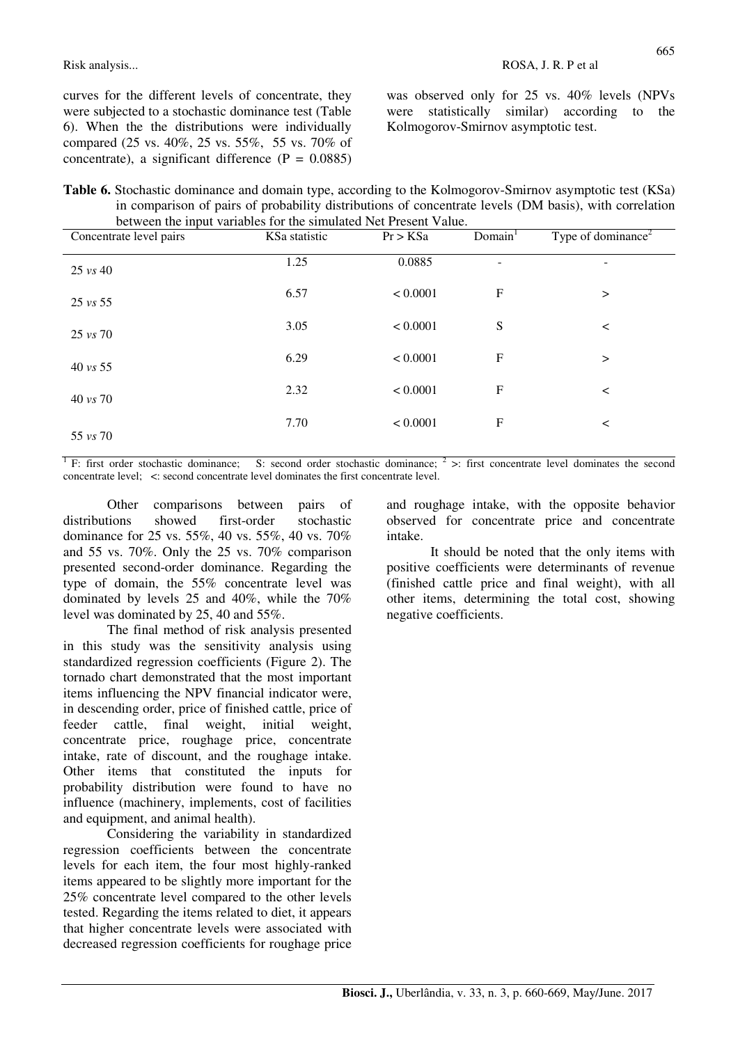curves for the different levels of concentrate, they were subjected to a stochastic dominance test (Table 6). When the the distributions were individually compared (25 vs. 40%, 25 vs. 55%, 55 vs. 70% of concentrate), a significant difference (P = 0.0885) was observed only for 25 vs. 40% levels (NPVs were statistically similar) according to the Kolmogorov-Smirnov asymptotic test.

**Table 6.** Stochastic dominance and domain type, according to the Kolmogorov-Smirnov asymptotic test (KSa) in comparison of pairs of probability distributions of concentrate levels (DM basis), with correlation between the input variables for the simulated Net Present Value.

| Concentrate level pairs | KSa statistic | Pr > KSa | Domain[1] | Type of dominance[2] |
|---|---|---|---|---|
| 25 *vs* 40 | 1.25 | 0.0885 | - | - |
| 25 *vs* 55 | 6.57 | < 0.0001 | F | > |
| 25 *vs* 70 | 3.05 | < 0.0001 | S | < |
| 40 *vs* 55 | 6.29 | < 0.0001 | F | > |
| 40 *vs* 70 | 2.32 | < 0.0001 | F | < |
| 55 *vs* 70 | 7.70 | < 0.0001 | F | < |

[1] F: first order stochastic dominance; S: second order stochastic dominance; [2] >: first concentrate level dominates the second concentrate level; <: second concentrate level dominates the first concentrate level.

Other comparisons between pairs of distributions showed first-order stochastic dominance for 25 vs. 55%, 40 vs. 55%, 40 vs. 70% and 55 vs. 70%. Only the 25 vs. 70% comparison presented second-order dominance. Regarding the type of domain, the 55% concentrate level was dominated by levels 25 and 40%, while the 70% level was dominated by 25, 40 and 55%.

The final method of risk analysis presented in this study was the sensitivity analysis using standardized regression coefficients (Figure 2). The tornado chart demonstrated that the most important items influencing the NPV financial indicator were, in descending order, price of finished cattle, price of feeder cattle, final weight, initial weight, concentrate price, roughage price, concentrate intake, rate of discount, and the roughage intake. Other items that constituted the inputs for probability distribution were found to have no influence (machinery, implements, cost of facilities and equipment, and animal health).

Considering the variability in standardized regression coefficients between the concentrate levels for each item, the four most highly-ranked items appeared to be slightly more important for the 25% concentrate level compared to the other levels tested. Regarding the items related to diet, it appears that higher concentrate levels were associated with decreased regression coefficients for roughage price and roughage intake, with the opposite behavior observed for concentrate price and concentrate intake.

It should be noted that the only items with positive coefficients were determinants of revenue (finished cattle price and final weight), with all other items, determining the total cost, showing negative coefficients.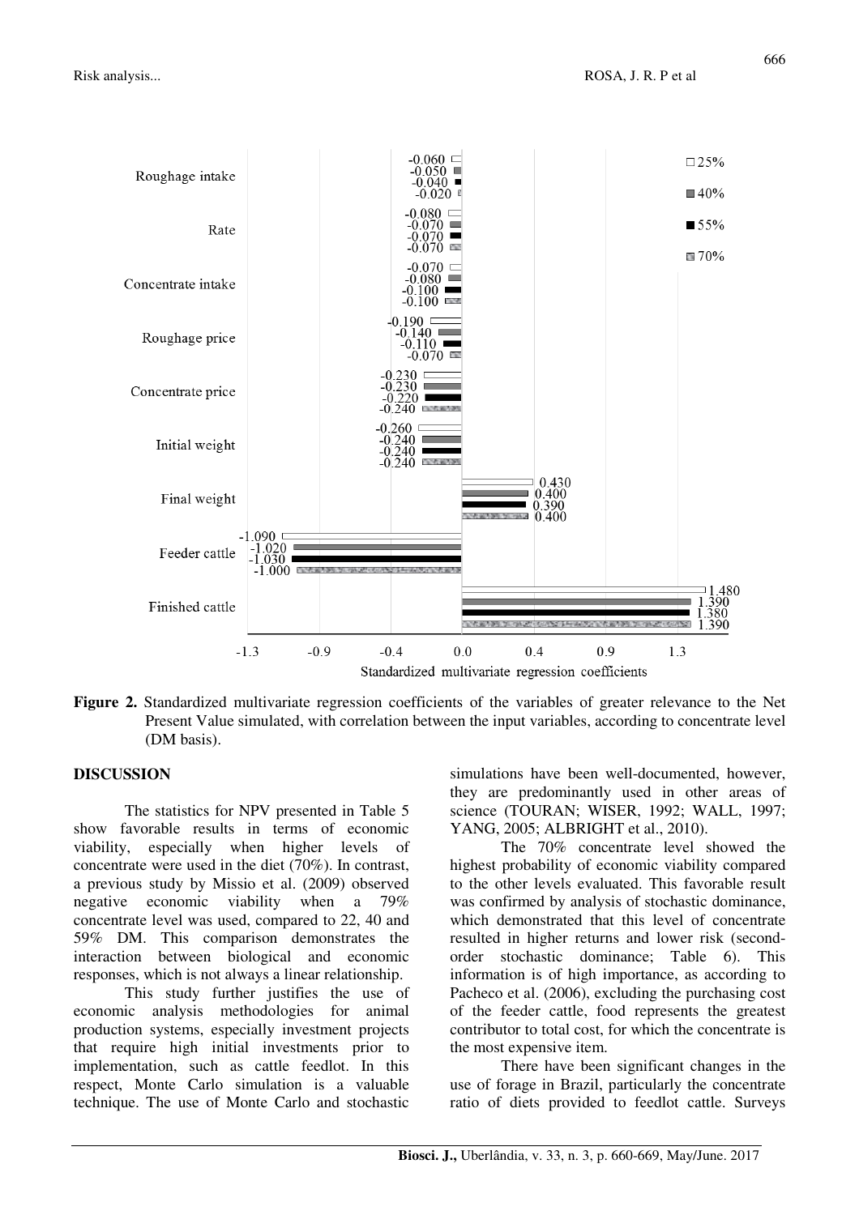**Figure 2.** Standardized multivariate regression coefficients of the variables of greater relevance to the Net Present Value simulated, with correlation between the input variables, according to concentrate level (DM basis).

## DISCUSSION

The statistics for NPV presented in Table 5 show favorable results in terms of economic viability, especially when higher levels of concentrate were used in the diet (70%). In contrast, a previous study by Missio et al. (2009) observed negative economic viability when a 79% concentrate level was used, compared to 22, 40 and 59% DM. This comparison demonstrates the interaction between biological and economic responses, which is not always a linear relationship.

This study further justifies the use of economic analysis methodologies for animal production systems, especially investment projects that require high initial investments prior to implementation, such as cattle feedlot. In this respect, Monte Carlo simulation is a valuable technique. The use of Monte Carlo and stochastic simulations have been well-documented, however, they are predominantly used in other areas of science (TOURAN; WISER, 1992; WALL, 1997; YANG, 2005; ALBRIGHT et al., 2010).

The 70% concentrate level showed the highest probability of economic viability compared to the other levels evaluated. This favorable result was confirmed by analysis of stochastic dominance, which demonstrated that this level of concentrate resulted in higher returns and lower risk (second-order stochastic dominance; Table 6). This information is of high importance, as according to Pacheco et al. (2006), excluding the purchasing cost of the feeder cattle, food represents the greatest contributor to total cost, for which the concentrate is the most expensive item.

There have been significant changes in the use of forage in Brazil, particularly the concentrate ratio of diets provided to feedlot cattle. Surveys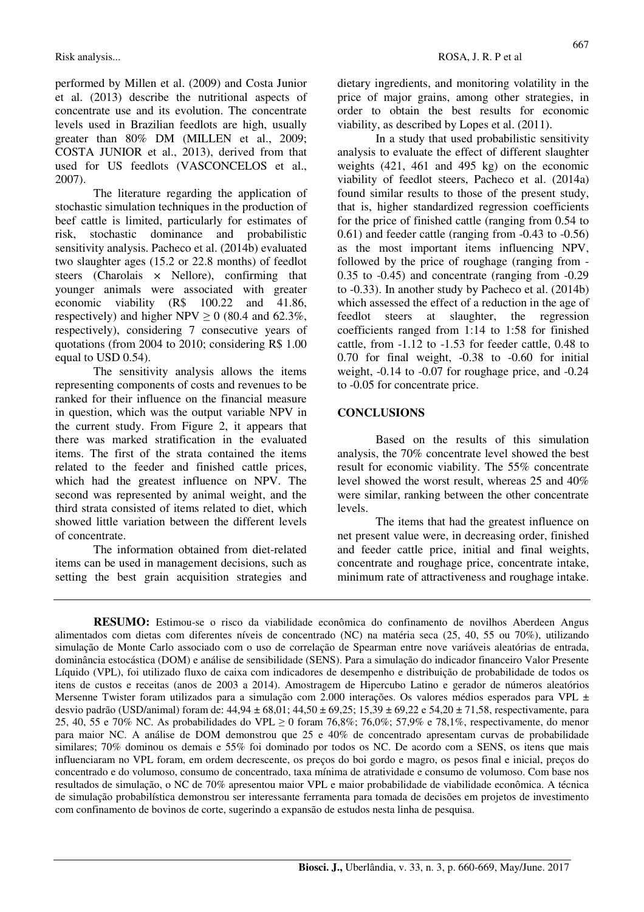performed by Millen et al. (2009) and Costa Junior et al. (2013) describe the nutritional aspects of concentrate use and its evolution. The concentrate levels used in Brazilian feedlots are high, usually greater than 80% DM (MILLEN et al., 2009; COSTA JUNIOR et al., 2013), derived from that used for US feedlots (VASCONCELOS et al., 2007).

The literature regarding the application of stochastic simulation techniques in the production of beef cattle is limited, particularly for estimates of risk, stochastic dominance and probabilistic sensitivity analysis. Pacheco et al. (2014b) evaluated two slaughter ages (15.2 or 22.8 months) of feedlot steers (Charolais × Nellore), confirming that younger animals were associated with greater economic viability (R$ 100.22 and 41.86, respectively) and higher NPV ≥ 0 (80.4 and 62.3%, respectively), considering 7 consecutive years of quotations (from 2004 to 2010; considering R$ 1.00 equal to USD 0.54).

The sensitivity analysis allows the items representing components of costs and revenues to be ranked for their influence on the financial measure in question, which was the output variable NPV in the current study. From Figure 2, it appears that there was marked stratification in the evaluated items. The first of the strata contained the items related to the feeder and finished cattle prices, which had the greatest influence on NPV. The second was represented by animal weight, and the third strata consisted of items related to diet, which showed little variation between the different levels of concentrate.

The information obtained from diet-related items can be used in management decisions, such as setting the best grain acquisition strategies and dietary ingredients, and monitoring volatility in the price of major grains, among other strategies, in order to obtain the best results for economic viability, as described by Lopes et al. (2011).

In a study that used probabilistic sensitivity analysis to evaluate the effect of different slaughter weights (421, 461 and 495 kg) on the economic viability of feedlot steers, Pacheco et al. (2014a) found similar results to those of the present study, that is, higher standardized regression coefficients for the price of finished cattle (ranging from 0.54 to 0.61) and feeder cattle (ranging from -0.43 to -0.56) as the most important items influencing NPV, followed by the price of roughage (ranging from -0.35 to -0.45) and concentrate (ranging from -0.29 to -0.33). In another study by Pacheco et al. (2014b) which assessed the effect of a reduction in the age of feedlot steers at slaughter, the regression coefficients ranged from 1:14 to 1:58 for finished cattle, from -1.12 to -1.53 for feeder cattle, 0.48 to 0.70 for final weight, -0.38 to -0.60 for initial weight, -0.14 to -0.07 for roughage price, and -0.24 to -0.05 for concentrate price.

## CONCLUSIONS

Based on the results of this simulation analysis, the 70% concentrate level showed the best result for economic viability. The 55% concentrate level showed the worst result, whereas 25 and 40% were similar, ranking between the other concentrate levels.

The items that had the greatest influence on net present value were, in decreasing order, finished and feeder cattle price, initial and final weights, concentrate and roughage price, concentrate intake, minimum rate of attractiveness and roughage intake.

---

**RESUMO:** Estimou-se o risco da viabilidade econômica do confinamento de novilhos Aberdeen Angus alimentados com dietas com diferentes níveis de concentrado (NC) na matéria seca (25, 40, 55 ou 70%), utilizando simulação de Monte Carlo associado com o uso de correlação de Spearman entre nove variáveis aleatórias de entrada, dominância estocástica (DOM) e análise de sensibilidade (SENS). Para a simulação do indicador financeiro Valor Presente Líquido (VPL), foi utilizado fluxo de caixa com indicadores de desempenho e distribuição de probabilidade de todos os itens de custos e receitas (anos de 2003 a 2014). Amostragem de Hipercubo Latino e gerador de números aleatórios Mersenne Twister foram utilizados para a simulação com 2.000 interações. Os valores médios esperados para VPL ± desvio padrão (USD/animal) foram de: 44,94 ± 68,01; 44,50 ± 69,25; 15,39 ± 69,22 e 54,20 ± 71,58, respectivamente, para 25, 40, 55 e 70% NC. As probabilidades do VPL ≥ 0 foram 76,8%; 76,0%; 57,9% e 78,1%, respectivamente, do menor para maior NC. A análise de DOM demonstrou que 25 e 40% de concentrado apresentam curvas de probabilidade similares; 70% dominou os demais e 55% foi dominado por todos os NC. De acordo com a SENS, os itens que mais influenciaram no VPL foram, em ordem decrescente, os preços do boi gordo e magro, os pesos final e inicial, preços do concentrado e do volumoso, consumo de concentrado, taxa mínima de atratividade e consumo de volumoso. Com base nos resultados de simulação, o NC de 70% apresentou maior VPL e maior probabilidade de viabilidade econômica. A técnica de simulação probabilística demonstrou ser interessante ferramenta para tomada de decisões em projetos de investimento com confinamento de bovinos de corte, sugerindo a expansão de estudos nesta linha de pesquisa.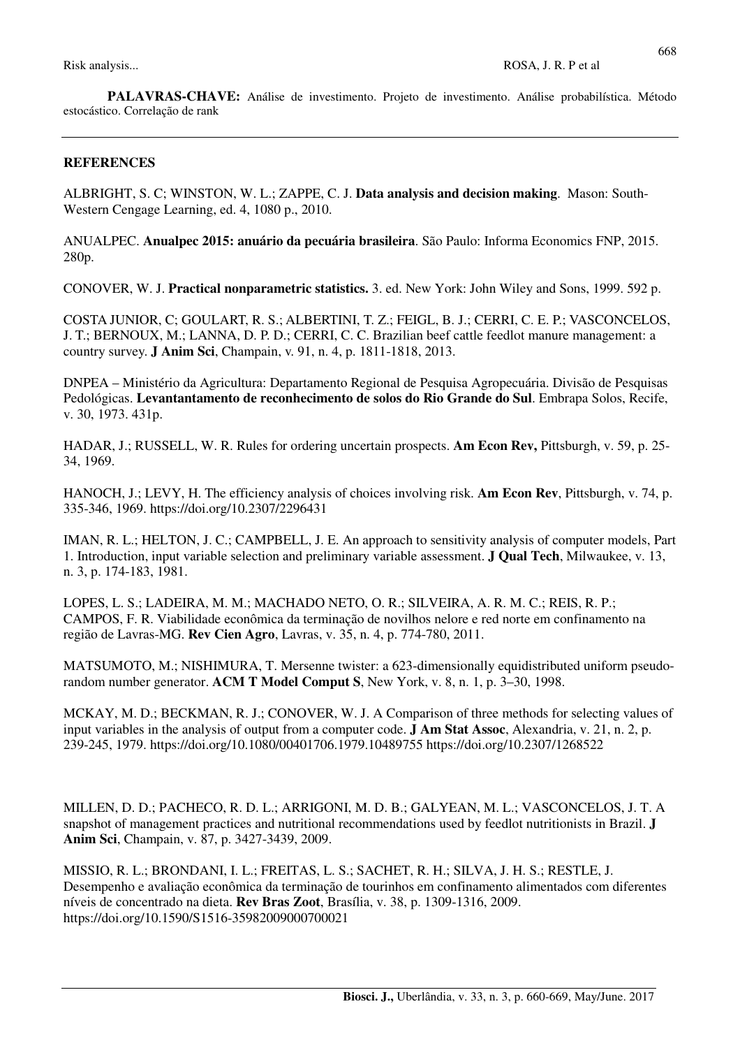**PALAVRAS-CHAVE:** Análise de investimento. Projeto de investimento. Análise probabilística. Método estocástico. Correlação de rank

## REFERENCES

ALBRIGHT, S. C; WINSTON, W. L.; ZAPPE, C. J. **Data analysis and decision making**. Mason: South-Western Cengage Learning, ed. 4, 1080 p., 2010.

ANUALPEC. **Anualpec 2015: anuário da pecuária brasileira**. São Paulo: Informa Economics FNP, 2015. 280p.

CONOVER, W. J. **Practical nonparametric statistics.** 3. ed. New York: John Wiley and Sons, 1999. 592 p.

COSTA JUNIOR, C; GOULART, R. S.; ALBERTINI, T. Z.; FEIGL, B. J.; CERRI, C. E. P.; VASCONCELOS, J. T.; BERNOUX, M.; LANNA, D. P. D.; CERRI, C. C. Brazilian beef cattle feedlot manure management: a country survey. **J Anim Sci**, Champain, v. 91, n. 4, p. 1811-1818, 2013.

DNPEA – Ministério da Agricultura: Departamento Regional de Pesquisa Agropecuária. Divisão de Pesquisas Pedológicas. **Levantantamento de reconhecimento de solos do Rio Grande do Sul**. Embrapa Solos, Recife, v. 30, 1973. 431p.

HADAR, J.; RUSSELL, W. R. Rules for ordering uncertain prospects. **Am Econ Rev,** Pittsburgh, v. 59, p. 25-34, 1969.

HANOCH, J.; LEVY, H. The efficiency analysis of choices involving risk. **Am Econ Rev**, Pittsburgh, v. 74, p. 335-346, 1969. https://doi.org/10.2307/2296431

IMAN, R. L.; HELTON, J. C.; CAMPBELL, J. E. An approach to sensitivity analysis of computer models, Part 1. Introduction, input variable selection and preliminary variable assessment. **J Qual Tech**, Milwaukee, v. 13, n. 3, p. 174-183, 1981.

LOPES, L. S.; LADEIRA, M. M.; MACHADO NETO, O. R.; SILVEIRA, A. R. M. C.; REIS, R. P.; CAMPOS, F. R. Viabilidade econômica da terminação de novilhos nelore e red norte em confinamento na região de Lavras-MG. **Rev Cien Agro**, Lavras, v. 35, n. 4, p. 774-780, 2011.

MATSUMOTO, M.; NISHIMURA, T. Mersenne twister: a 623-dimensionally equidistributed uniform pseudo-random number generator. **ACM T Model Comput S**, New York, v. 8, n. 1, p. 3–30, 1998.

MCKAY, M. D.; BECKMAN, R. J.; CONOVER, W. J. A Comparison of three methods for selecting values of input variables in the analysis of output from a computer code. **J Am Stat Assoc**, Alexandria, v. 21, n. 2, p. 239-245, 1979. https://doi.org/10.1080/00401706.1979.10489755 https://doi.org/10.2307/1268522

MILLEN, D. D.; PACHECO, R. D. L.; ARRIGONI, M. D. B.; GALYEAN, M. L.; VASCONCELOS, J. T. A snapshot of management practices and nutritional recommendations used by feedlot nutritionists in Brazil. **J Anim Sci**, Champain, v. 87, p. 3427-3439, 2009.

MISSIO, R. L.; BRONDANI, I. L.; FREITAS, L. S.; SACHET, R. H.; SILVA, J. H. S.; RESTLE, J. Desempenho e avaliação econômica da terminação de tourinhos em confinamento alimentados com diferentes níveis de concentrado na dieta. **Rev Bras Zoot**, Brasília, v. 38, p. 1309-1316, 2009. https://doi.org/10.1590/S1516-35982009000700021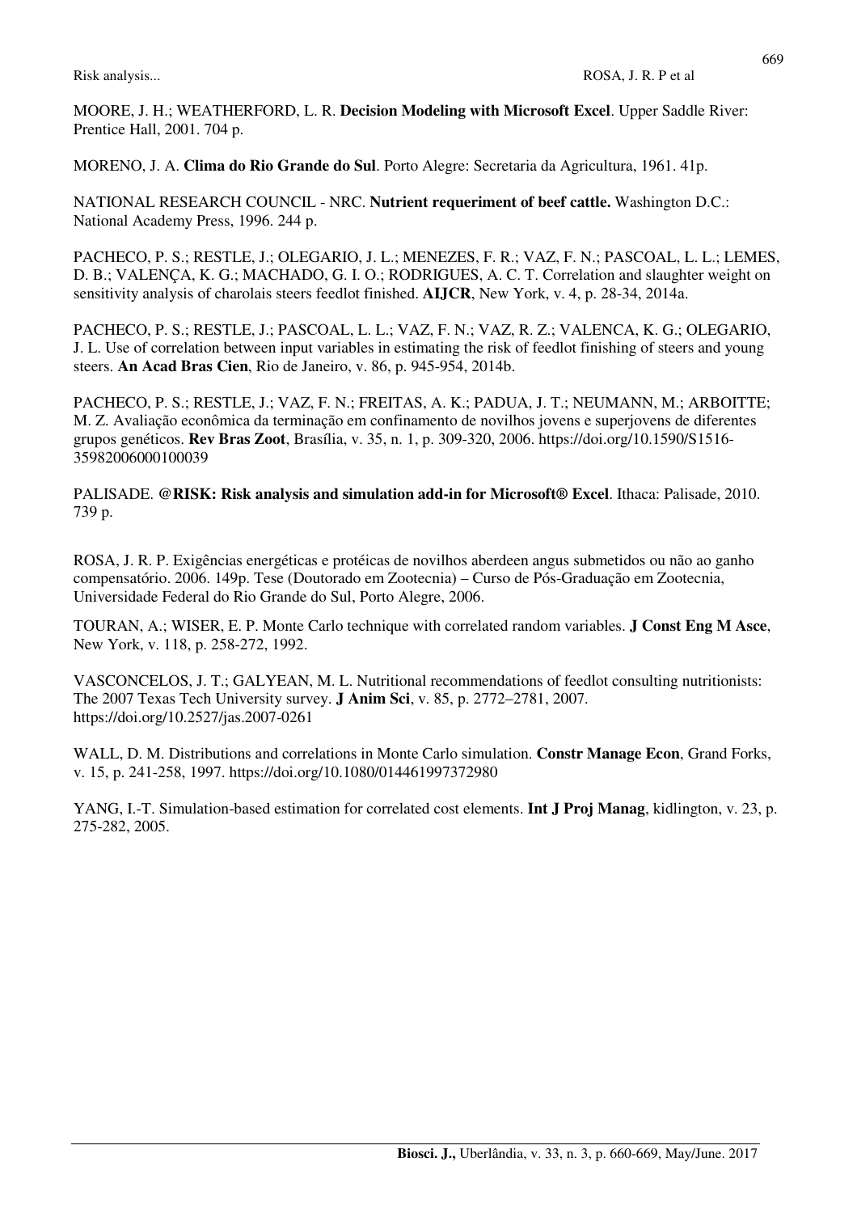MOORE, J. H.; WEATHERFORD, L. R. **Decision Modeling with Microsoft Excel**. Upper Saddle River: Prentice Hall, 2001. 704 p.

MORENO, J. A. **Clima do Rio Grande do Sul**. Porto Alegre: Secretaria da Agricultura, 1961. 41p.

NATIONAL RESEARCH COUNCIL - NRC. **Nutrient requeriment of beef cattle.** Washington D.C.: National Academy Press, 1996. 244 p.

PACHECO, P. S.; RESTLE, J.; OLEGARIO, J. L.; MENEZES, F. R.; VAZ, F. N.; PASCOAL, L. L.; LEMES, D. B.; VALENÇA, K. G.; MACHADO, G. I. O.; RODRIGUES, A. C. T. Correlation and slaughter weight on sensitivity analysis of charolais steers feedlot finished. **AIJCR**, New York, v. 4, p. 28-34, 2014a.

PACHECO, P. S.; RESTLE, J.; PASCOAL, L. L.; VAZ, F. N.; VAZ, R. Z.; VALENCA, K. G.; OLEGARIO, J. L. Use of correlation between input variables in estimating the risk of feedlot finishing of steers and young steers. **An Acad Bras Cien**, Rio de Janeiro, v. 86, p. 945-954, 2014b.

PACHECO, P. S.; RESTLE, J.; VAZ, F. N.; FREITAS, A. K.; PADUA, J. T.; NEUMANN, M.; ARBOITTE; M. Z. Avaliação econômica da terminação em confinamento de novilhos jovens e superjovens de diferentes grupos genéticos. **Rev Bras Zoot**, Brasília, v. 35, n. 1, p. 309-320, 2006. https://doi.org/10.1590/S1516-35982006000100039

PALISADE. **@RISK: Risk analysis and simulation add-in for Microsoft® Excel**. Ithaca: Palisade, 2010. 739 p.

ROSA, J. R. P. Exigências energéticas e protéicas de novilhos aberdeen angus submetidos ou não ao ganho compensatório. 2006. 149p. Tese (Doutorado em Zootecnia) – Curso de Pós-Graduação em Zootecnia, Universidade Federal do Rio Grande do Sul, Porto Alegre, 2006.

TOURAN, A.; WISER, E. P. Monte Carlo technique with correlated random variables. **J Const Eng M Asce**, New York, v. 118, p. 258-272, 1992.

VASCONCELOS, J. T.; GALYEAN, M. L. Nutritional recommendations of feedlot consulting nutritionists: The 2007 Texas Tech University survey. **J Anim Sci**, v. 85, p. 2772–2781, 2007. https://doi.org/10.2527/jas.2007-0261

WALL, D. M. Distributions and correlations in Monte Carlo simulation. **Constr Manage Econ**, Grand Forks, v. 15, p. 241-258, 1997. https://doi.org/10.1080/014461997372980

YANG, I.-T. Simulation-based estimation for correlated cost elements. **Int J Proj Manag**, kidlington, v. 23, p. 275-282, 2005.